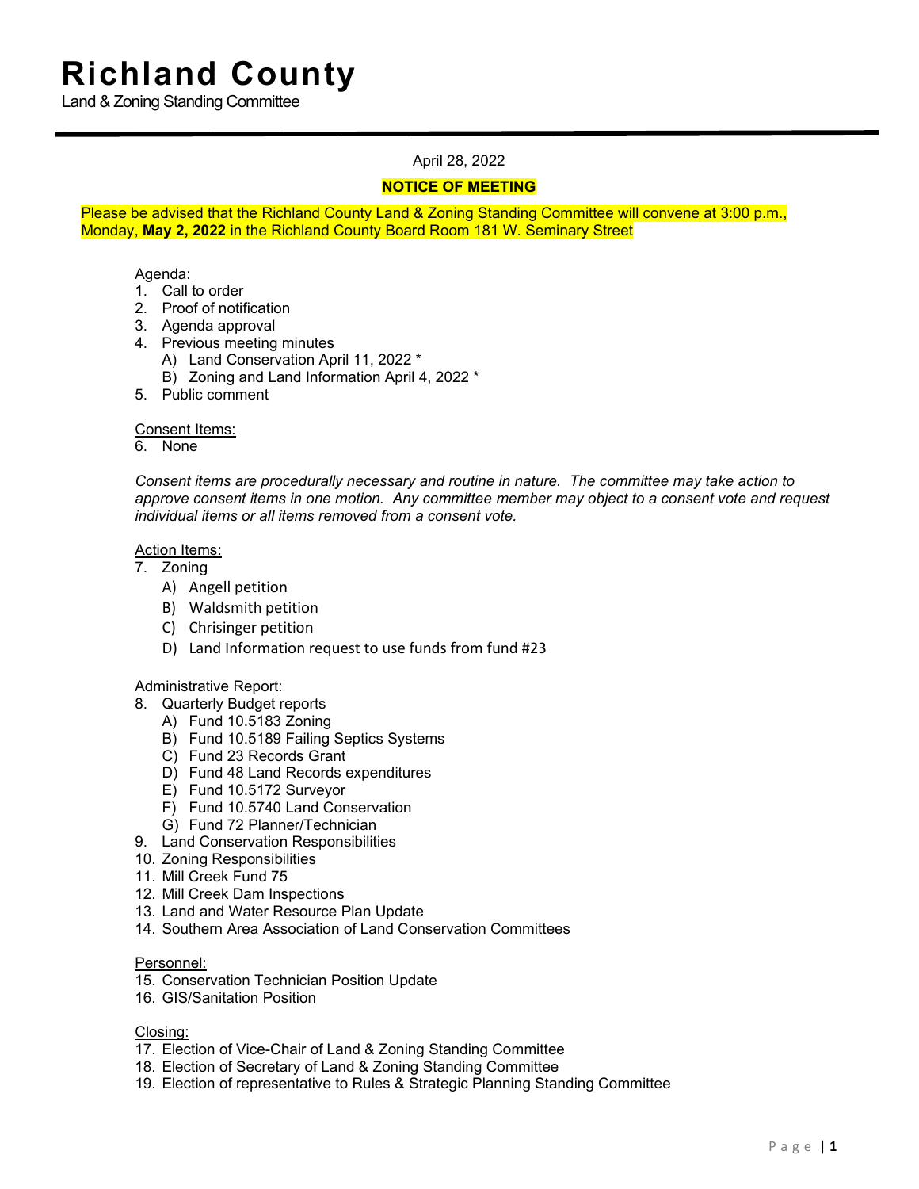# Richland County

Land & Zoning Standing Committee

---

April 28, 2022

**NOTICE OF MEETING**

Please be advised that the Richland County Land & Zoning Standing Committee will convene at 3:00 p.m., Monday, **May 2, 2022** in the Richland County Board Room 181 W. Seminary Street

Agenda:

1. Call to order
2. Proof of notification
3. Agenda approval
4. Previous meeting minutes
   A) Land Conservation April 11, 2022 *
   B) Zoning and Land Information April 4, 2022 *
5. Public comment

Consent Items:

6. None

*Consent items are procedurally necessary and routine in nature. The committee may take action to approve consent items in one motion. Any committee member may object to a consent vote and request individual items or all items removed from a consent vote.*

Action Items:

7. Zoning
   A) Angell petition
   B) Waldsmith petition
   C) Chrisinger petition
   D) Land Information request to use funds from fund #23

Administrative Report:

8. Quarterly Budget reports
   A) Fund 10.5183 Zoning
   B) Fund 10.5189 Failing Septics Systems
   C) Fund 23 Records Grant
   D) Fund 48 Land Records expenditures
   E) Fund 10.5172 Surveyor
   F) Fund 10.5740 Land Conservation
   G) Fund 72 Planner/Technician
9. Land Conservation Responsibilities
10. Zoning Responsibilities
11. Mill Creek Fund 75
12. Mill Creek Dam Inspections
13. Land and Water Resource Plan Update
14. Southern Area Association of Land Conservation Committees

Personnel:

15. Conservation Technician Position Update
16. GIS/Sanitation Position

Closing:

17. Election of Vice-Chair of Land & Zoning Standing Committee
18. Election of Secretary of Land & Zoning Standing Committee
19. Election of representative to Rules & Strategic Planning Standing Committee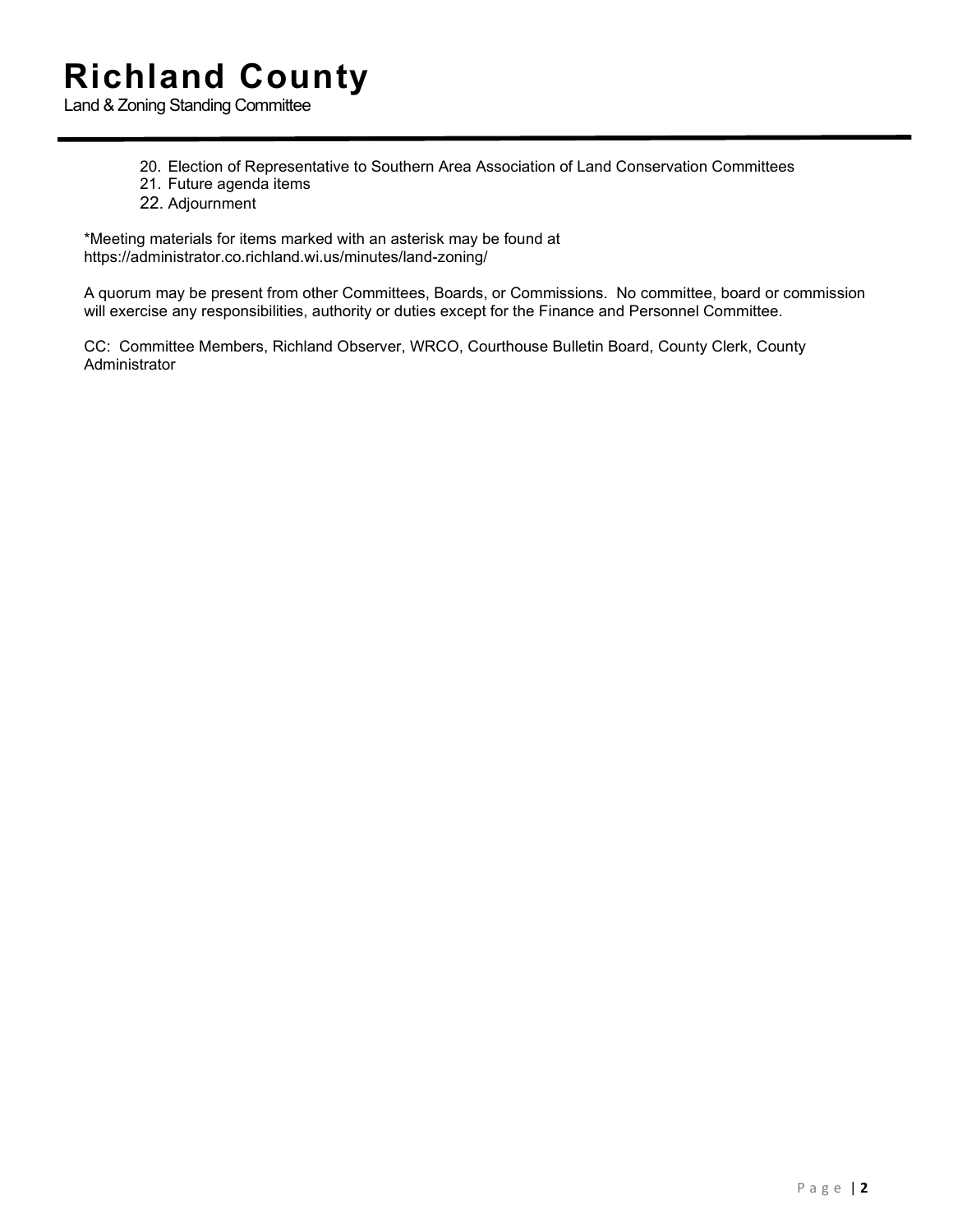20. Election of Representative to Southern Area Association of Land Conservation Committees
21. Future agenda items
22. Adjournment

*Meeting materials for items marked with an asterisk may be found at https://administrator.co.richland.wi.us/minutes/land-zoning/

A quorum may be present from other Committees, Boards, or Commissions. No committee, board or commission will exercise any responsibilities, authority or duties except for the Finance and Personnel Committee.

CC: Committee Members, Richland Observer, WRCO, Courthouse Bulletin Board, County Clerk, County Administrator